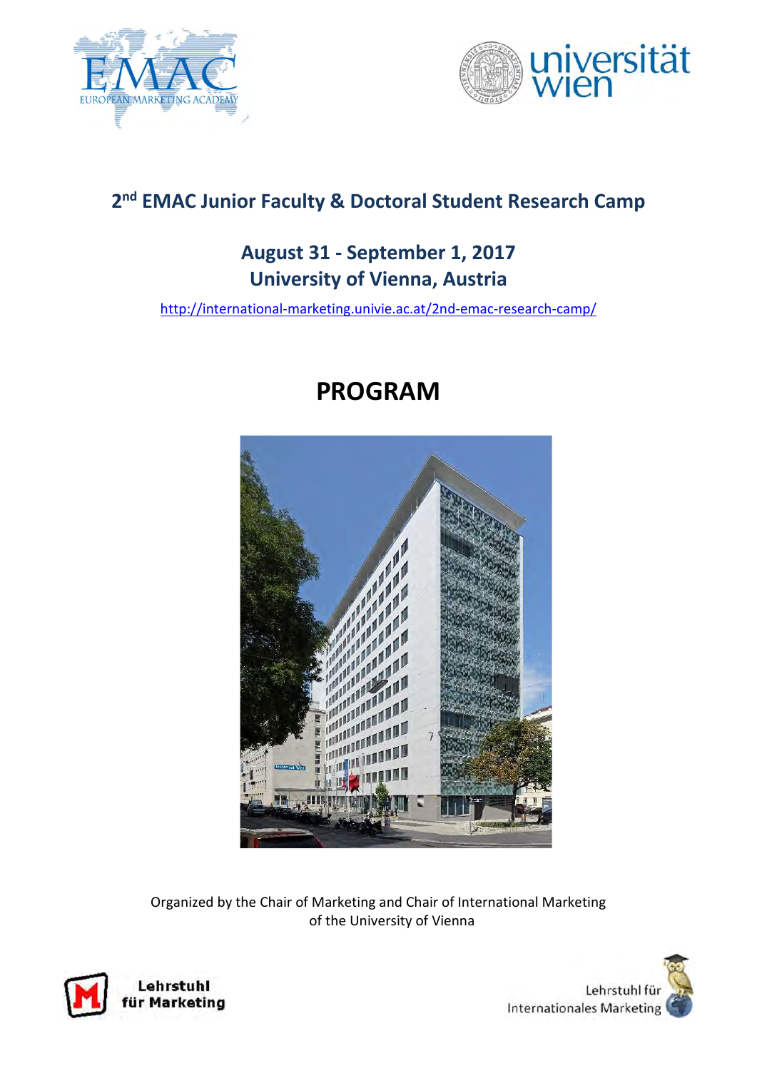# 2nd EMAC Junior Faculty & Doctoral Student Research Camp

## August 31 - September 1, 2017
## University of Vienna, Austria

http://international-marketing.univie.ac.at/2nd-emac-research-camp/

# PROGRAM

Organized by the Chair of Marketing and Chair of International Marketing of the University of Vienna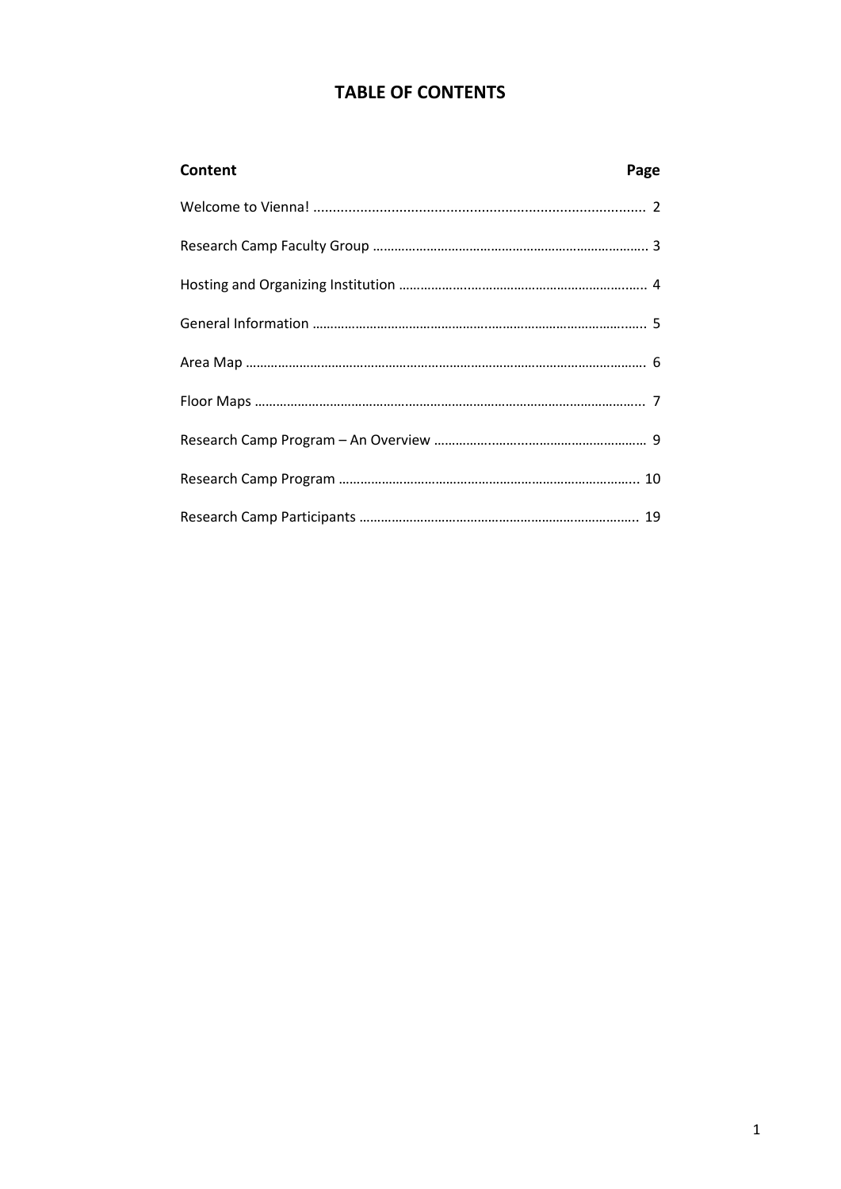# TABLE OF CONTENTS

| Content | Page |
| --- | --- |
| Welcome to Vienna! | 2 |
| Research Camp Faculty Group | 3 |
| Hosting and Organizing Institution | 4 |
| General Information | 5 |
| Area Map | 6 |
| Floor Maps | 7 |
| Research Camp Program – An Overview | 9 |
| Research Camp Program | 10 |
| Research Camp Participants | 19 |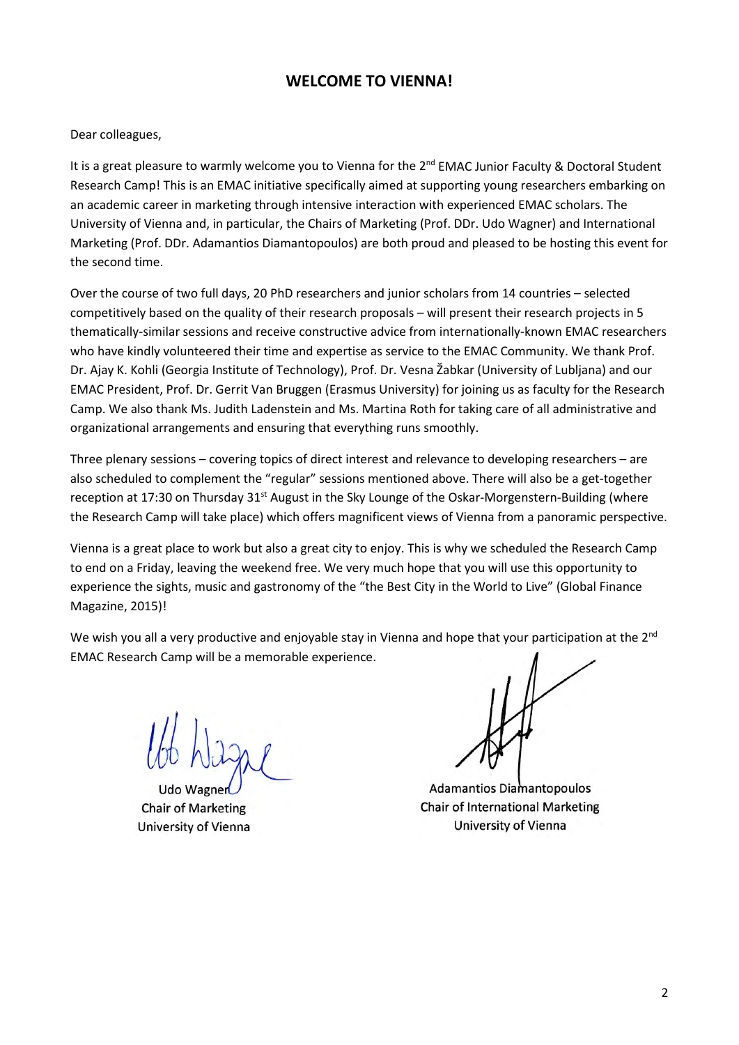# WELCOME TO VIENNA!

Dear colleagues,

It is a great pleasure to warmly welcome you to Vienna for the 2nd EMAC Junior Faculty & Doctoral Student Research Camp! This is an EMAC initiative specifically aimed at supporting young researchers embarking on an academic career in marketing through intensive interaction with experienced EMAC scholars. The University of Vienna and, in particular, the Chairs of Marketing (Prof. DDr. Udo Wagner) and International Marketing (Prof. DDr. Adamantios Diamantopoulos) are both proud and pleased to be hosting this event for the second time.

Over the course of two full days, 20 PhD researchers and junior scholars from 14 countries – selected competitively based on the quality of their research proposals – will present their research projects in 5 thematically-similar sessions and receive constructive advice from internationally-known EMAC researchers who have kindly volunteered their time and expertise as service to the EMAC Community. We thank Prof. Dr. Ajay K. Kohli (Georgia Institute of Technology), Prof. Dr. Vesna Žabkar (University of Lubljana) and our EMAC President, Prof. Dr. Gerrit Van Bruggen (Erasmus University) for joining us as faculty for the Research Camp. We also thank Ms. Judith Ladenstein and Ms. Martina Roth for taking care of all administrative and organizational arrangements and ensuring that everything runs smoothly.

Three plenary sessions – covering topics of direct interest and relevance to developing researchers – are also scheduled to complement the "regular" sessions mentioned above. There will also be a get-together reception at 17:30 on Thursday 31st August in the Sky Lounge of the Oskar-Morgenstern-Building (where the Research Camp will take place) which offers magnificent views of Vienna from a panoramic perspective.

Vienna is a great place to work but also a great city to enjoy. This is why we scheduled the Research Camp to end on a Friday, leaving the weekend free. We very much hope that you will use this opportunity to experience the sights, music and gastronomy of the "the Best City in the World to Live" (Global Finance Magazine, 2015)!

We wish you all a very productive and enjoyable stay in Vienna and hope that your participation at the 2nd EMAC Research Camp will be a memorable experience.

Udo Wagner
Chair of Marketing
University of Vienna

Adamantios Diamantopoulos
Chair of International Marketing
University of Vienna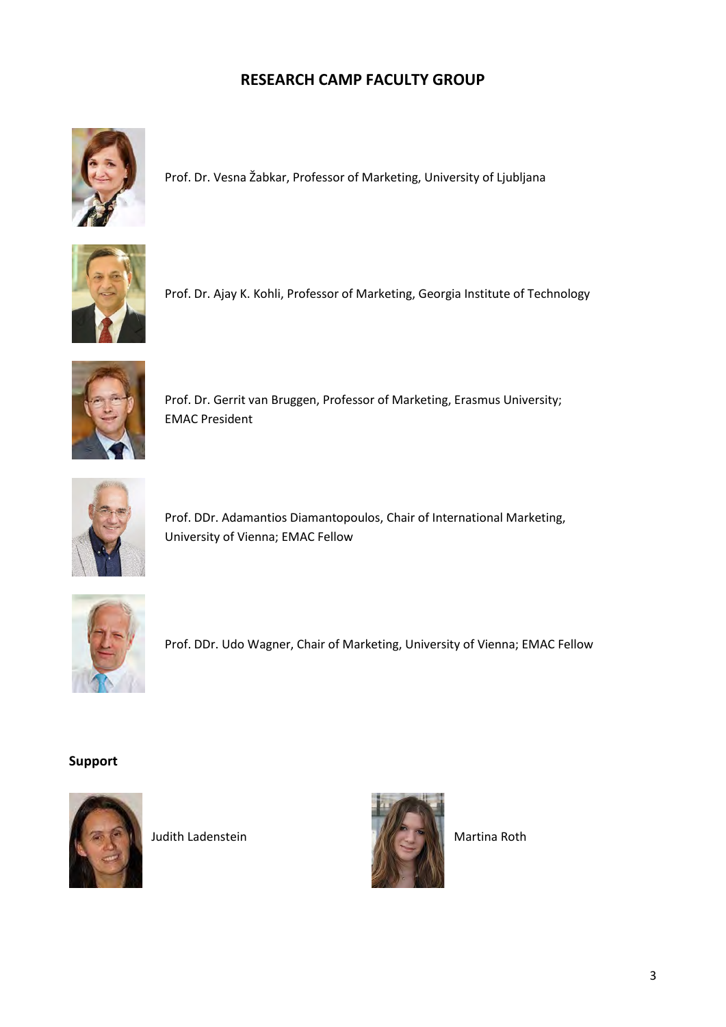# RESEARCH CAMP FACULTY GROUP

Prof. Dr. Vesna Žabkar, Professor of Marketing, University of Ljubljana

Prof. Dr. Ajay K. Kohli, Professor of Marketing, Georgia Institute of Technology

Prof. Dr. Gerrit van Bruggen, Professor of Marketing, Erasmus University; EMAC President

Prof. DDr. Adamantios Diamantopoulos, Chair of International Marketing, University of Vienna; EMAC Fellow

Prof. DDr. Udo Wagner, Chair of Marketing, University of Vienna; EMAC Fellow

## Support

Judith Ladenstein

Martina Roth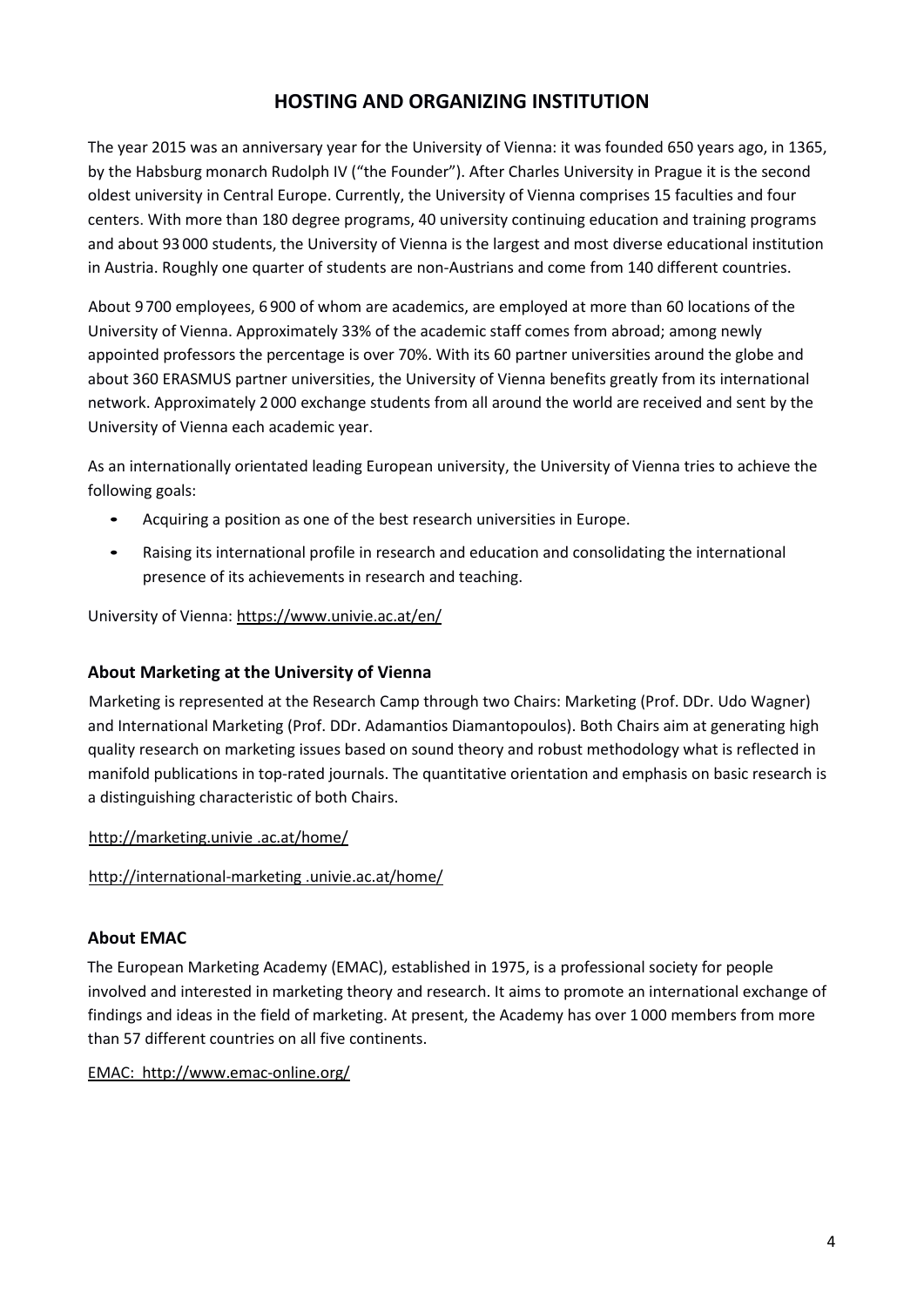## HOSTING AND ORGANIZING INSTITUTION

The year 2015 was an anniversary year for the University of Vienna: it was founded 650 years ago, in 1365, by the Habsburg monarch Rudolph IV ("the Founder"). After Charles University in Prague it is the second oldest university in Central Europe. Currently, the University of Vienna comprises 15 faculties and four centers. With more than 180 degree programs, 40 university continuing education and training programs and about 93 000 students, the University of Vienna is the largest and most diverse educational institution in Austria. Roughly one quarter of students are non-Austrians and come from 140 different countries.

About 9 700 employees, 6 900 of whom are academics, are employed at more than 60 locations of the University of Vienna. Approximately 33% of the academic staff comes from abroad; among newly appointed professors the percentage is over 70%. With its 60 partner universities around the globe and about 360 ERASMUS partner universities, the University of Vienna benefits greatly from its international network. Approximately 2 000 exchange students from all around the world are received and sent by the University of Vienna each academic year.

As an internationally orientated leading European university, the University of Vienna tries to achieve the following goals:

- Acquiring a position as one of the best research universities in Europe.
- Raising its international profile in research and education and consolidating the international presence of its achievements in research and teaching.

University of Vienna: https://www.univie.ac.at/en/

### About Marketing at the University of Vienna

Marketing is represented at the Research Camp through two Chairs: Marketing (Prof. DDr. Udo Wagner) and International Marketing (Prof. DDr. Adamantios Diamantopoulos). Both Chairs aim at generating high quality research on marketing issues based on sound theory and robust methodology what is reflected in manifold publications in top-rated journals. The quantitative orientation and emphasis on basic research is a distinguishing characteristic of both Chairs.

http://marketing.univie .ac.at/home/

http://international-marketing .univie.ac.at/home/

### About EMAC

The European Marketing Academy (EMAC), established in 1975, is a professional society for people involved and interested in marketing theory and research. It aims to promote an international exchange of findings and ideas in the field of marketing. At present, the Academy has over 1 000 members from more than 57 different countries on all five continents.

EMAC: http://www.emac-online.org/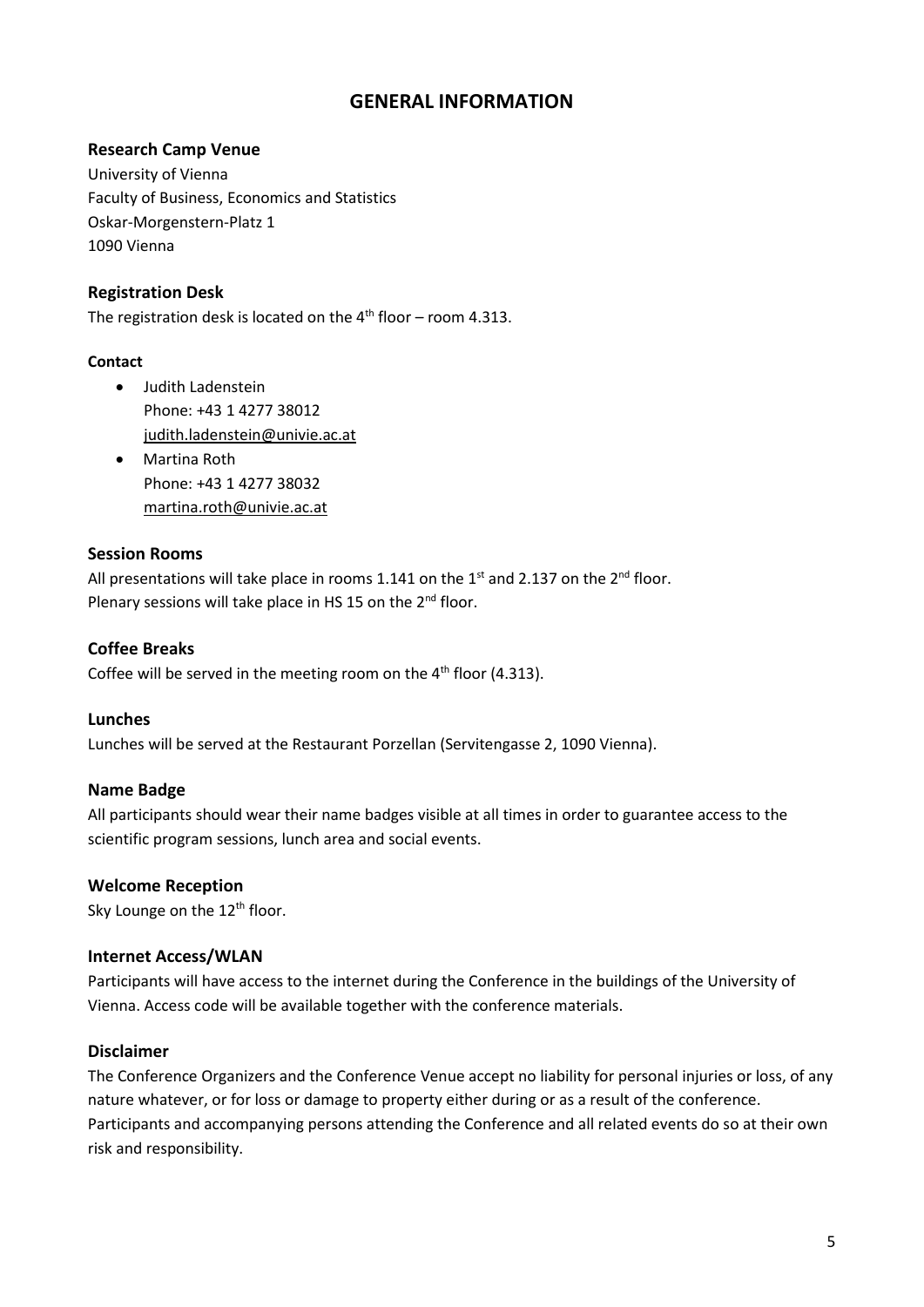# GENERAL INFORMATION

### Research Camp Venue

University of Vienna
Faculty of Business, Economics and Statistics
Oskar-Morgenstern-Platz 1
1090 Vienna

### Registration Desk

The registration desk is located on the 4th floor – room 4.313.

#### Contact

- Judith Ladenstein
  Phone: +43 1 4277 38012
  judith.ladenstein@univie.ac.at
- Martina Roth
  Phone: +43 1 4277 38032
  martina.roth@univie.ac.at

### Session Rooms

All presentations will take place in rooms 1.141 on the 1st and 2.137 on the 2nd floor.
Plenary sessions will take place in HS 15 on the 2nd floor.

### Coffee Breaks

Coffee will be served in the meeting room on the 4th floor (4.313).

### Lunches

Lunches will be served at the Restaurant Porzellan (Servitengasse 2, 1090 Vienna).

### Name Badge

All participants should wear their name badges visible at all times in order to guarantee access to the scientific program sessions, lunch area and social events.

### Welcome Reception

Sky Lounge on the 12th floor.

### Internet Access/WLAN

Participants will have access to the internet during the Conference in the buildings of the University of Vienna. Access code will be available together with the conference materials.

### Disclaimer

The Conference Organizers and the Conference Venue accept no liability for personal injuries or loss, of any nature whatever, or for loss or damage to property either during or as a result of the conference. Participants and accompanying persons attending the Conference and all related events do so at their own risk and responsibility.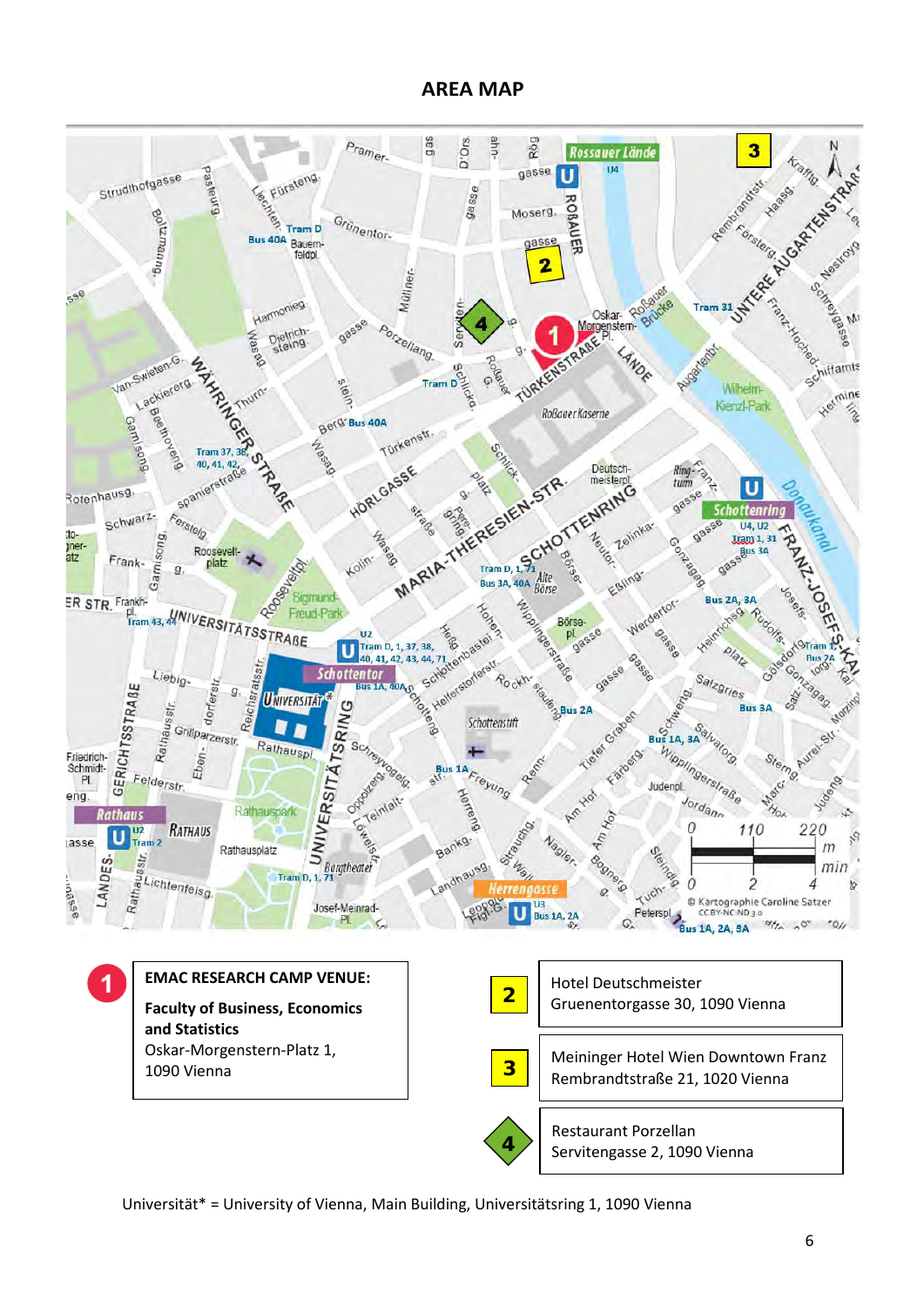# AREA MAP

**1** **EMAC RESEARCH CAMP VENUE:**

**Faculty of Business, Economics and Statistics**
Oskar-Morgenstern-Platz 1,
1090 Vienna

**2** Hotel Deutschmeister
Gruenentorgasse 30, 1090 Vienna

**3** Meininger Hotel Wien Downtown Franz
Rembrandtstraße 21, 1020 Vienna

**4** Restaurant Porzellan
Servitengasse 2, 1090 Vienna

Universität* = University of Vienna, Main Building, Universitätsring 1, 1090 Vienna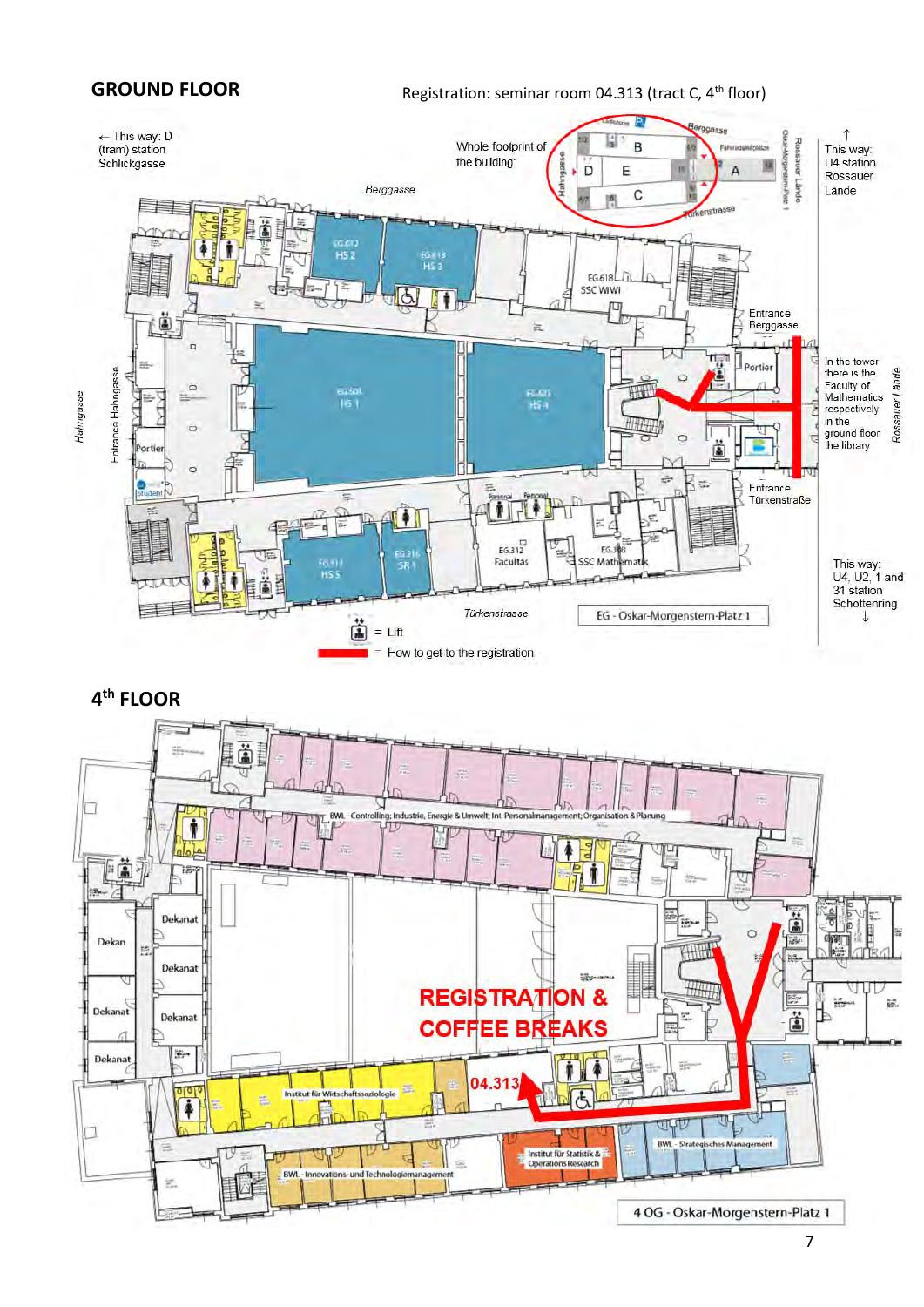## GROUND FLOOR

Registration: seminar room 04.313 (tract C, 4th floor)

← This way: D (tram) station Schlickgasse

Whole footprint of the building:

↑ This way: U4 station Rossauer Lände

Entrance Berggasse

Portier

In the tower there is the Faculty of Mathematics respectively in the ground floor the library

Entrance Türkenstraße

This way: U4, U2, 1 and 31 station Schottenring ↓

Entrance Hahngasse

Portier

EG - Oskar-Morgenstern-Platz 1

= Lift

= How to get to the registration

## 4th FLOOR

REGISTRATION & COFFEE BREAKS

04.313

4 OG - Oskar-Morgenstern-Platz 1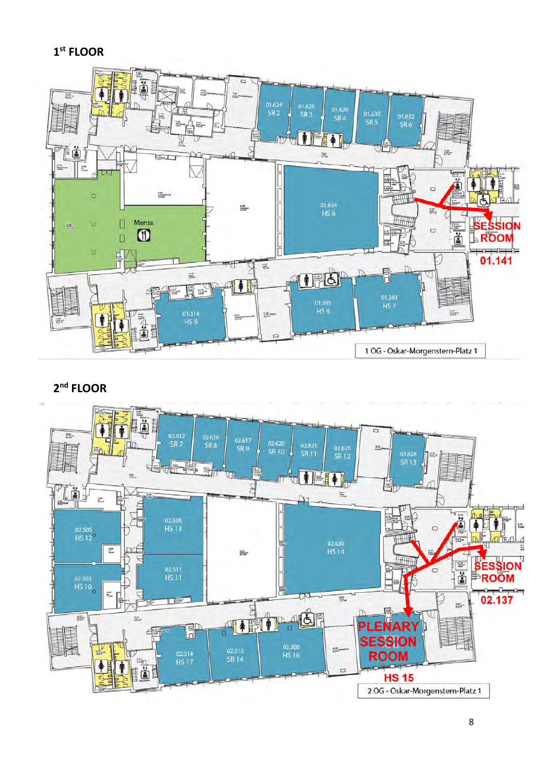## 1st FLOOR

01.624 SR 2

01.625 SR 3

01.629 SR 4

01.630 SR 5

01.632 SR 6

Mensa

01.634 HS 6

SESSION ROOM

01.141

01.314 HS 9

01.305 HS 8

01.303 HS 7

1 OG - Oskar-Morgenstern-Platz 1

## 2nd FLOOR

02.612 SR 7

02.616 SR 8

02.617 SR 9

02.620 SR 10

02.621 SR 11

02.625 SR 12

02.628 SR 13

02.508 HS 13

02.505 HS 12

02.511 HS 11

02.503 HS 10

02.630 HS 14

SESSION ROOM

02.137

02.314 HS 17

02.312 SR 14

02.308 HS 16

PLENARY SESSION ROOM

HS 15

2 OG - Oskar-Morgenstern-Platz 1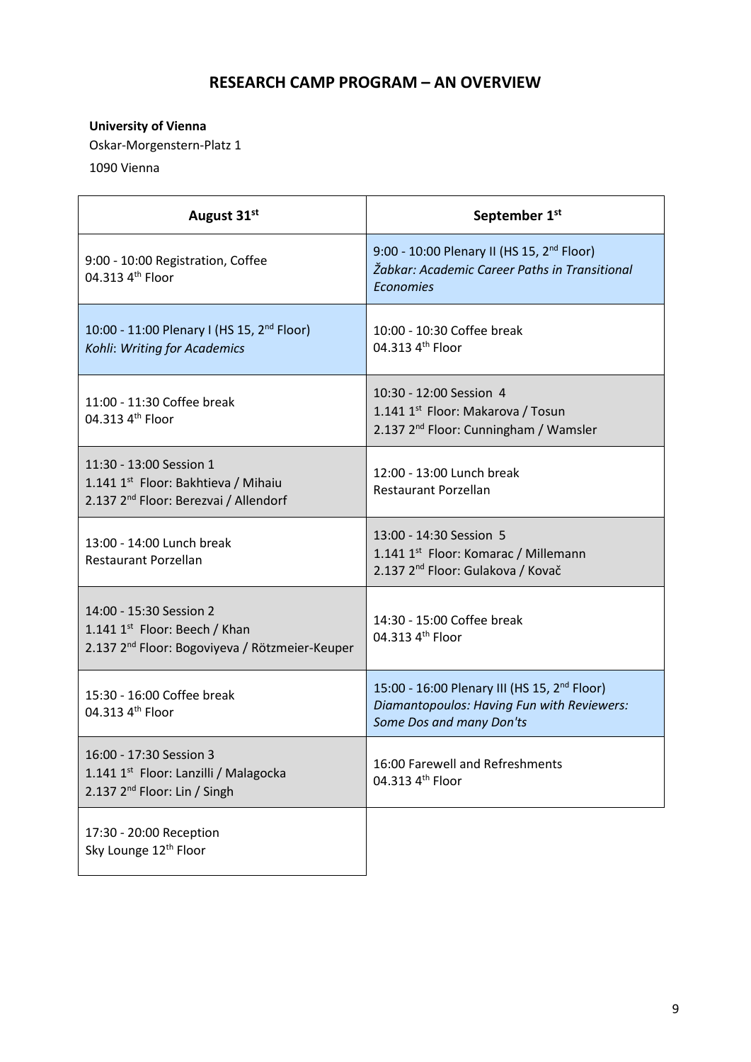## RESEARCH CAMP PROGRAM – AN OVERVIEW

**University of Vienna**
Oskar-Morgenstern-Platz 1
1090 Vienna

| August 31st | September 1st |
|---|---|
| 9:00 - 10:00 Registration, Coffee<br>04.313 4th Floor | 9:00 - 10:00 Plenary II (HS 15, 2nd Floor)<br>*Žabkar: Academic Career Paths in Transitional Economies* |
| 10:00 - 11:00 Plenary I (HS 15, 2nd Floor)<br>*Kohli*: *Writing for Academics* | 10:00 - 10:30 Coffee break<br>04.313 4th Floor |
| 11:00 - 11:30 Coffee break<br>04.313 4th Floor | 10:30 - 12:00 Session 4<br>1.141 1st Floor: Makarova / Tosun<br>2.137 2nd Floor: Cunningham / Wamsler |
| 11:30 - 13:00 Session 1<br>1.141 1st Floor: Bakhtieva / Mihaiu<br>2.137 2nd Floor: Berezvai / Allendorf | 12:00 - 13:00 Lunch break<br>Restaurant Porzellan |
| 13:00 - 14:00 Lunch break<br>Restaurant Porzellan | 13:00 - 14:30 Session 5<br>1.141 1st Floor: Komarac / Millemann<br>2.137 2nd Floor: Gulakova / Kovač |
| 14:00 - 15:30 Session 2<br>1.141 1st Floor: Beech / Khan<br>2.137 2nd Floor: Bogoviyeva / Rötzmeier-Keuper | 14:30 - 15:00 Coffee break<br>04.313 4th Floor |
| 15:30 - 16:00 Coffee break<br>04.313 4th Floor | 15:00 - 16:00 Plenary III (HS 15, 2nd Floor)<br>*Diamantopoulos: Having Fun with Reviewers: Some Dos and many Don'ts* |
| 16:00 - 17:30 Session 3<br>1.141 1st Floor: Lanzilli / Malagocka<br>2.137 2nd Floor: Lin / Singh | 16:00 Farewell and Refreshments<br>04.313 4th Floor |
| 17:30 - 20:00 Reception<br>Sky Lounge 12th Floor | |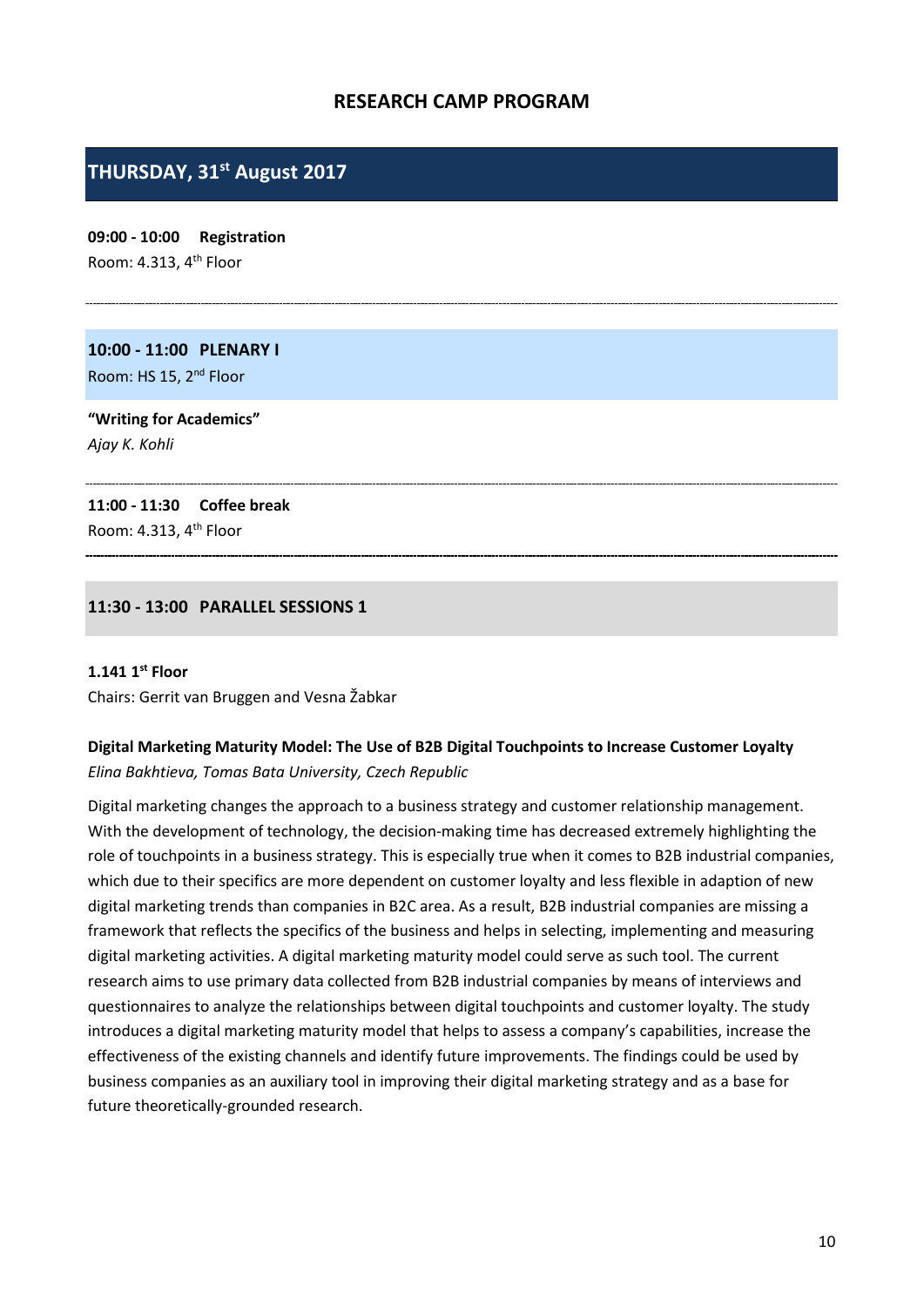# RESEARCH CAMP PROGRAM

## THURSDAY, 31st August 2017

**09:00 - 10:00 Registration**
Room: 4.313, 4th Floor

---

**10:00 - 11:00 PLENARY I**
Room: HS 15, 2nd Floor

**"Writing for Academics"**
*Ajay K. Kohli*

---

**11:00 - 11:30 Coffee break**
Room: 4.313, 4th Floor

---

### 11:30 - 13:00 PARALLEL SESSIONS 1

**1.141 1st Floor**
Chairs: Gerrit van Bruggen and Vesna Žabkar

**Digital Marketing Maturity Model: The Use of B2B Digital Touchpoints to Increase Customer Loyalty**
*Elina Bakhtieva, Tomas Bata University, Czech Republic*

Digital marketing changes the approach to a business strategy and customer relationship management. With the development of technology, the decision-making time has decreased extremely highlighting the role of touchpoints in a business strategy. This is especially true when it comes to B2B industrial companies, which due to their specifics are more dependent on customer loyalty and less flexible in adaption of new digital marketing trends than companies in B2C area. As a result, B2B industrial companies are missing a framework that reflects the specifics of the business and helps in selecting, implementing and measuring digital marketing activities. A digital marketing maturity model could serve as such tool. The current research aims to use primary data collected from B2B industrial companies by means of interviews and questionnaires to analyze the relationships between digital touchpoints and customer loyalty. The study introduces a digital marketing maturity model that helps to assess a company's capabilities, increase the effectiveness of the existing channels and identify future improvements. The findings could be used by business companies as an auxiliary tool in improving their digital marketing strategy and as a base for future theoretically-grounded research.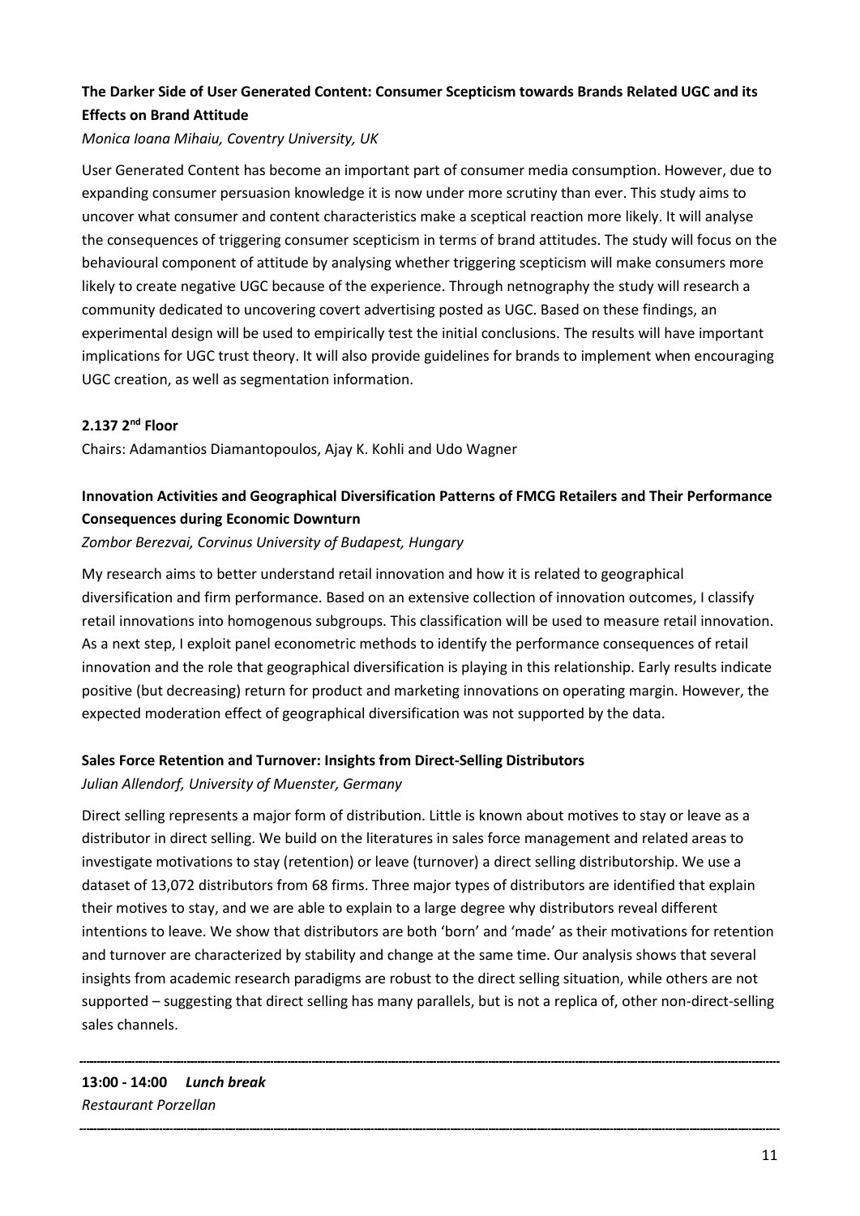**The Darker Side of User Generated Content: Consumer Scepticism towards Brands Related UGC and its Effects on Brand Attitude**

*Monica Ioana Mihaiu, Coventry University, UK*

User Generated Content has become an important part of consumer media consumption. However, due to expanding consumer persuasion knowledge it is now under more scrutiny than ever. This study aims to uncover what consumer and content characteristics make a sceptical reaction more likely. It will analyse the consequences of triggering consumer scepticism in terms of brand attitudes. The study will focus on the behavioural component of attitude by analysing whether triggering scepticism will make consumers more likely to create negative UGC because of the experience. Through netnography the study will research a community dedicated to uncovering covert advertising posted as UGC. Based on these findings, an experimental design will be used to empirically test the initial conclusions. The results will have important implications for UGC trust theory. It will also provide guidelines for brands to implement when encouraging UGC creation, as well as segmentation information.

**2.137 2nd Floor**

Chairs: Adamantios Diamantopoulos, Ajay K. Kohli and Udo Wagner

**Innovation Activities and Geographical Diversification Patterns of FMCG Retailers and Their Performance Consequences during Economic Downturn**

*Zombor Berezvai, Corvinus University of Budapest, Hungary*

My research aims to better understand retail innovation and how it is related to geographical diversification and firm performance. Based on an extensive collection of innovation outcomes, I classify retail innovations into homogenous subgroups. This classification will be used to measure retail innovation. As a next step, I exploit panel econometric methods to identify the performance consequences of retail innovation and the role that geographical diversification is playing in this relationship. Early results indicate positive (but decreasing) return for product and marketing innovations on operating margin. However, the expected moderation effect of geographical diversification was not supported by the data.

**Sales Force Retention and Turnover: Insights from Direct-Selling Distributors**

*Julian Allendorf, University of Muenster, Germany*

Direct selling represents a major form of distribution. Little is known about motives to stay or leave as a distributor in direct selling. We build on the literatures in sales force management and related areas to investigate motivations to stay (retention) or leave (turnover) a direct selling distributorship. We use a dataset of 13,072 distributors from 68 firms. Three major types of distributors are identified that explain their motives to stay, and we are able to explain to a large degree why distributors reveal different intentions to leave. We show that distributors are both 'born' and 'made' as their motivations for retention and turnover are characterized by stability and change at the same time. Our analysis shows that several insights from academic research paradigms are robust to the direct selling situation, while others are not supported – suggesting that direct selling has many parallels, but is not a replica of, other non-direct-selling sales channels.

---

**13:00 - 14:00** ***Lunch break***

*Restaurant Porzellan*

---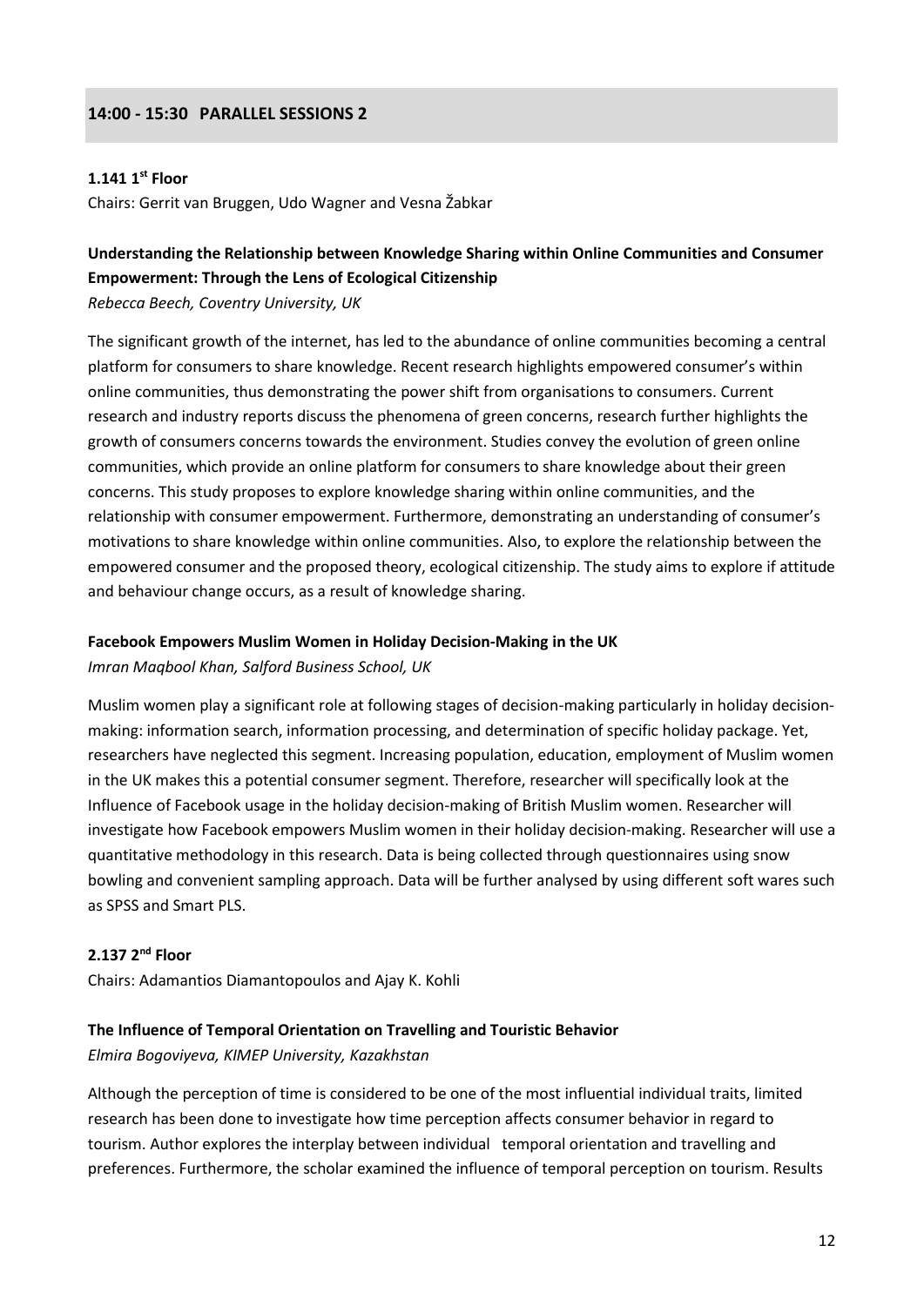## 14:00 - 15:30 PARALLEL SESSIONS 2

### 1.141 1st Floor

Chairs: Gerrit van Bruggen, Udo Wagner and Vesna Žabkar

**Understanding the Relationship between Knowledge Sharing within Online Communities and Consumer Empowerment: Through the Lens of Ecological Citizenship**

*Rebecca Beech, Coventry University, UK*

The significant growth of the internet, has led to the abundance of online communities becoming a central platform for consumers to share knowledge. Recent research highlights empowered consumer's within online communities, thus demonstrating the power shift from organisations to consumers. Current research and industry reports discuss the phenomena of green concerns, research further highlights the growth of consumers concerns towards the environment. Studies convey the evolution of green online communities, which provide an online platform for consumers to share knowledge about their green concerns. This study proposes to explore knowledge sharing within online communities, and the relationship with consumer empowerment. Furthermore, demonstrating an understanding of consumer's motivations to share knowledge within online communities. Also, to explore the relationship between the empowered consumer and the proposed theory, ecological citizenship. The study aims to explore if attitude and behaviour change occurs, as a result of knowledge sharing.

**Facebook Empowers Muslim Women in Holiday Decision-Making in the UK**

*Imran Maqbool Khan, Salford Business School, UK*

Muslim women play a significant role at following stages of decision-making particularly in holiday decision-making: information search, information processing, and determination of specific holiday package. Yet, researchers have neglected this segment. Increasing population, education, employment of Muslim women in the UK makes this a potential consumer segment. Therefore, researcher will specifically look at the Influence of Facebook usage in the holiday decision-making of British Muslim women. Researcher will investigate how Facebook empowers Muslim women in their holiday decision-making. Researcher will use a quantitative methodology in this research. Data is being collected through questionnaires using snow bowling and convenient sampling approach. Data will be further analysed by using different soft wares such as SPSS and Smart PLS.

### 2.137 2nd Floor

Chairs: Adamantios Diamantopoulos and Ajay K. Kohli

**The Influence of Temporal Orientation on Travelling and Touristic Behavior**

*Elmira Bogoviyeva, KIMEP University, Kazakhstan*

Although the perception of time is considered to be one of the most influential individual traits, limited research has been done to investigate how time perception affects consumer behavior in regard to tourism. Author explores the interplay between individual temporal orientation and travelling and preferences. Furthermore, the scholar examined the influence of temporal perception on tourism. Results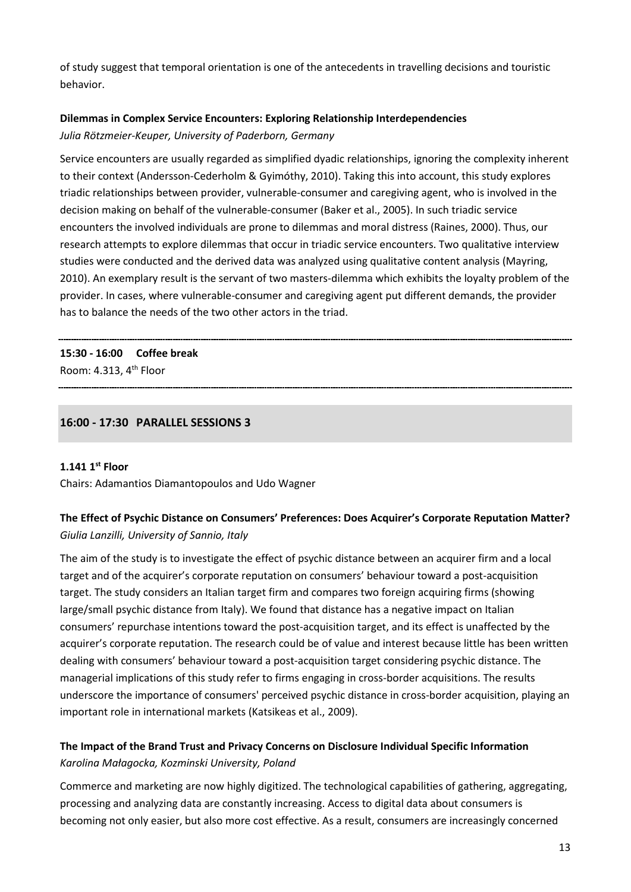of study suggest that temporal orientation is one of the antecedents in travelling decisions and touristic behavior.

**Dilemmas in Complex Service Encounters: Exploring Relationship Interdependencies**
*Julia Rötzmeier-Keuper, University of Paderborn, Germany*

Service encounters are usually regarded as simplified dyadic relationships, ignoring the complexity inherent to their context (Andersson-Cederholm & Gyimóthy, 2010). Taking this into account, this study explores triadic relationships between provider, vulnerable-consumer and caregiving agent, who is involved in the decision making on behalf of the vulnerable-consumer (Baker et al., 2005). In such triadic service encounters the involved individuals are prone to dilemmas and moral distress (Raines, 2000). Thus, our research attempts to explore dilemmas that occur in triadic service encounters. Two qualitative interview studies were conducted and the derived data was analyzed using qualitative content analysis (Mayring, 2010). An exemplary result is the servant of two masters-dilemma which exhibits the loyalty problem of the provider. In cases, where vulnerable-consumer and caregiving agent put different demands, the provider has to balance the needs of the two other actors in the triad.

---

**15:30 - 16:00 Coffee break**
Room: 4.313, 4th Floor

---

## 16:00 - 17:30 PARALLEL SESSIONS 3

**1.141 1st Floor**
Chairs: Adamantios Diamantopoulos and Udo Wagner

**The Effect of Psychic Distance on Consumers' Preferences: Does Acquirer's Corporate Reputation Matter?**
*Giulia Lanzilli, University of Sannio, Italy*

The aim of the study is to investigate the effect of psychic distance between an acquirer firm and a local target and of the acquirer's corporate reputation on consumers' behaviour toward a post-acquisition target. The study considers an Italian target firm and compares two foreign acquiring firms (showing large/small psychic distance from Italy). We found that distance has a negative impact on Italian consumers' repurchase intentions toward the post-acquisition target, and its effect is unaffected by the acquirer's corporate reputation. The research could be of value and interest because little has been written dealing with consumers' behaviour toward a post-acquisition target considering psychic distance. The managerial implications of this study refer to firms engaging in cross-border acquisitions. The results underscore the importance of consumers' perceived psychic distance in cross-border acquisition, playing an important role in international markets (Katsikeas et al., 2009).

**The Impact of the Brand Trust and Privacy Concerns on Disclosure Individual Specific Information**
*Karolina Małagocka, Kozminski University, Poland*

Commerce and marketing are now highly digitized. The technological capabilities of gathering, aggregating, processing and analyzing data are constantly increasing. Access to digital data about consumers is becoming not only easier, but also more cost effective. As a result, consumers are increasingly concerned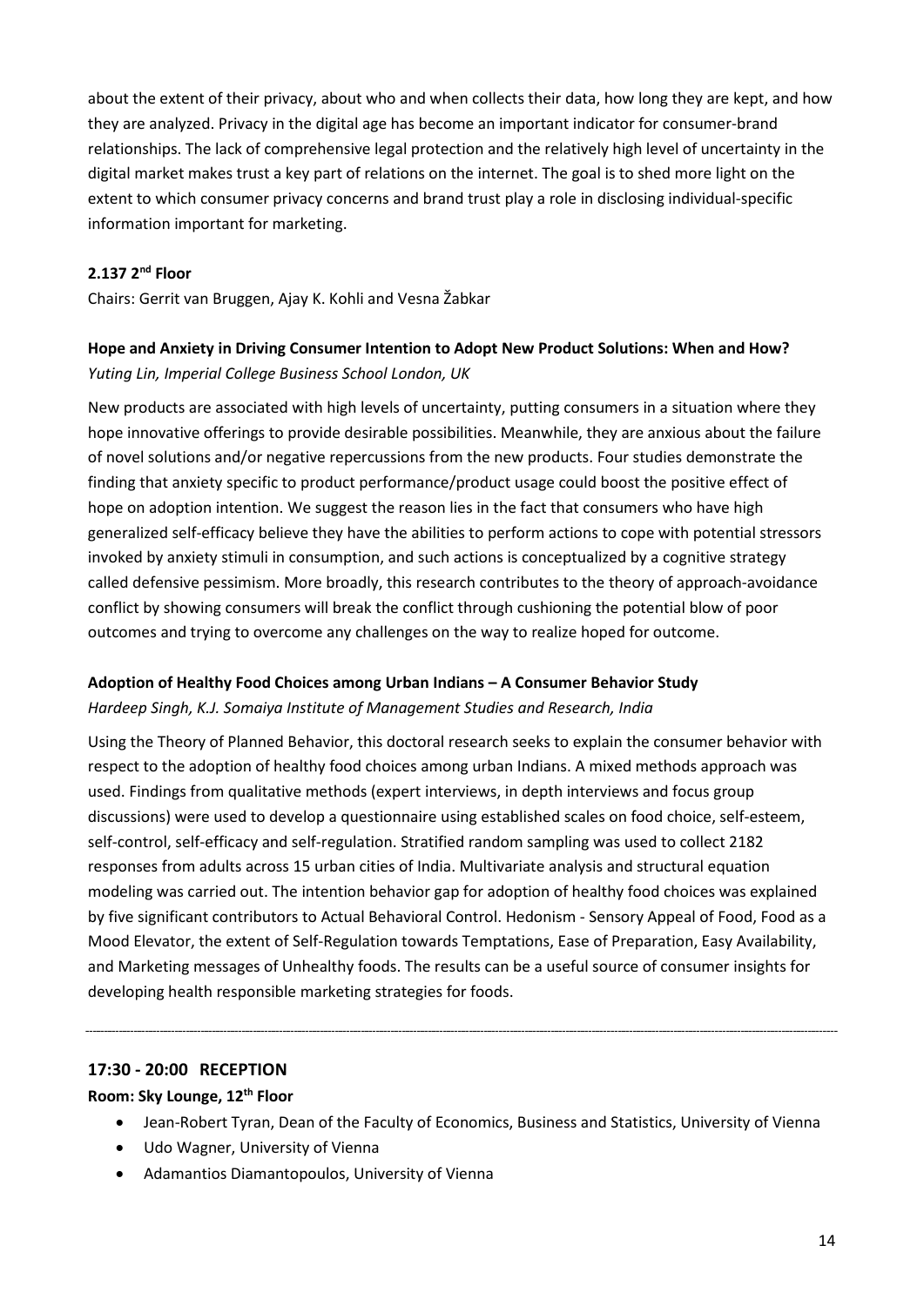about the extent of their privacy, about who and when collects their data, how long they are kept, and how they are analyzed. Privacy in the digital age has become an important indicator for consumer-brand relationships. The lack of comprehensive legal protection and the relatively high level of uncertainty in the digital market makes trust a key part of relations on the internet. The goal is to shed more light on the extent to which consumer privacy concerns and brand trust play a role in disclosing individual-specific information important for marketing.

**2.137 2nd Floor**

Chairs: Gerrit van Bruggen, Ajay K. Kohli and Vesna Žabkar

**Hope and Anxiety in Driving Consumer Intention to Adopt New Product Solutions: When and How?**

*Yuting Lin, Imperial College Business School London, UK*

New products are associated with high levels of uncertainty, putting consumers in a situation where they hope innovative offerings to provide desirable possibilities. Meanwhile, they are anxious about the failure of novel solutions and/or negative repercussions from the new products. Four studies demonstrate the finding that anxiety specific to product performance/product usage could boost the positive effect of hope on adoption intention. We suggest the reason lies in the fact that consumers who have high generalized self-efficacy believe they have the abilities to perform actions to cope with potential stressors invoked by anxiety stimuli in consumption, and such actions is conceptualized by a cognitive strategy called defensive pessimism. More broadly, this research contributes to the theory of approach-avoidance conflict by showing consumers will break the conflict through cushioning the potential blow of poor outcomes and trying to overcome any challenges on the way to realize hoped for outcome.

**Adoption of Healthy Food Choices among Urban Indians – A Consumer Behavior Study**

*Hardeep Singh, K.J. Somaiya Institute of Management Studies and Research, India*

Using the Theory of Planned Behavior, this doctoral research seeks to explain the consumer behavior with respect to the adoption of healthy food choices among urban Indians. A mixed methods approach was used. Findings from qualitative methods (expert interviews, in depth interviews and focus group discussions) were used to develop a questionnaire using established scales on food choice, self-esteem, self-control, self-efficacy and self-regulation. Stratified random sampling was used to collect 2182 responses from adults across 15 urban cities of India. Multivariate analysis and structural equation modeling was carried out. The intention behavior gap for adoption of healthy food choices was explained by five significant contributors to Actual Behavioral Control. Hedonism - Sensory Appeal of Food, Food as a Mood Elevator, the extent of Self-Regulation towards Temptations, Ease of Preparation, Easy Availability, and Marketing messages of Unhealthy foods. The results can be a useful source of consumer insights for developing health responsible marketing strategies for foods.

---

## 17:30 - 20:00 RECEPTION

**Room: Sky Lounge, 12th Floor**

- Jean-Robert Tyran, Dean of the Faculty of Economics, Business and Statistics, University of Vienna
- Udo Wagner, University of Vienna
- Adamantios Diamantopoulos, University of Vienna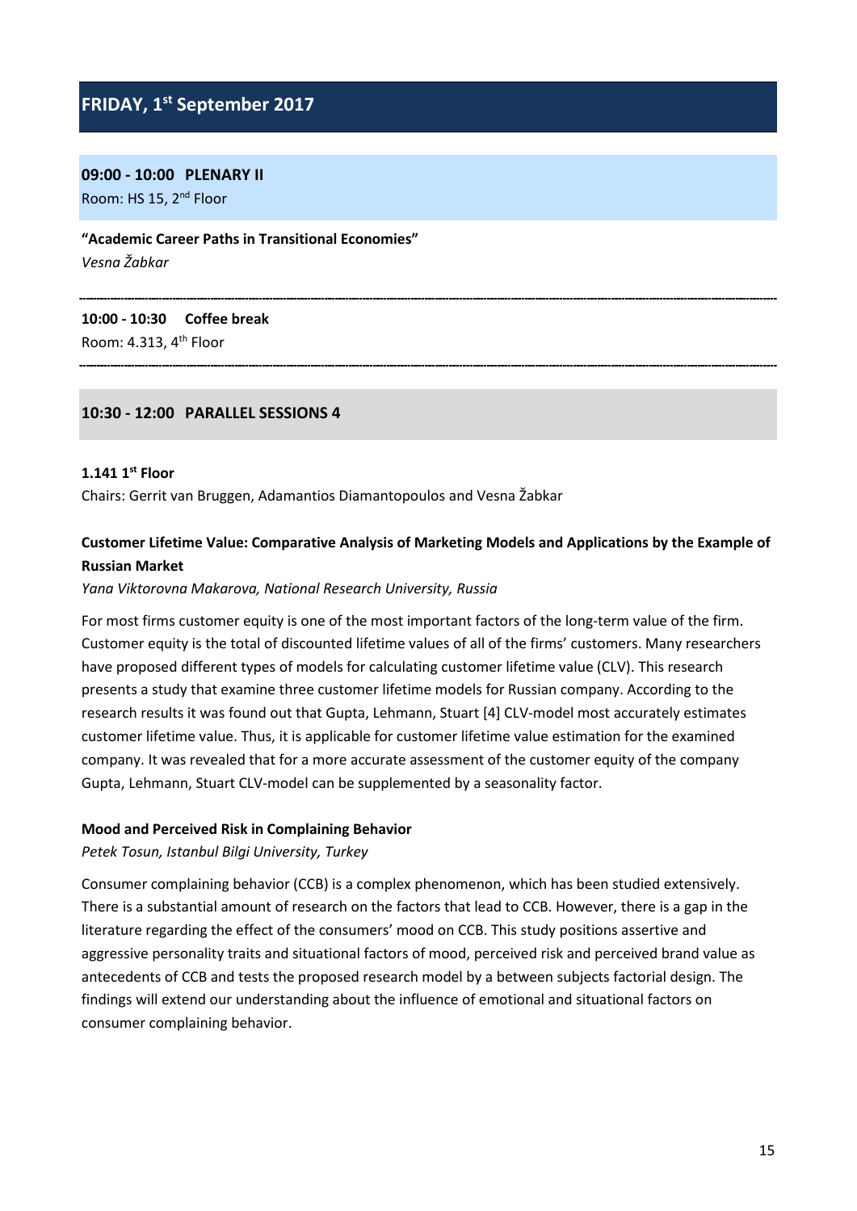## FRIDAY, 1st September 2017

### 09:00 - 10:00 PLENARY II

Room: HS 15, 2nd Floor

**"Academic Career Paths in Transitional Economies"**
*Vesna Žabkar*

---

**10:00 - 10:30 Coffee break**
Room: 4.313, 4th Floor

---

### 10:30 - 12:00 PARALLEL SESSIONS 4

**1.141 1st Floor**
Chairs: Gerrit van Bruggen, Adamantios Diamantopoulos and Vesna Žabkar

**Customer Lifetime Value: Comparative Analysis of Marketing Models and Applications by the Example of Russian Market**
*Yana Viktorovna Makarova, National Research University, Russia*

For most firms customer equity is one of the most important factors of the long-term value of the firm. Customer equity is the total of discounted lifetime values of all of the firms' customers. Many researchers have proposed different types of models for calculating customer lifetime value (CLV). This research presents a study that examine three customer lifetime models for Russian company. According to the research results it was found out that Gupta, Lehmann, Stuart [4] CLV-model most accurately estimates customer lifetime value. Thus, it is applicable for customer lifetime value estimation for the examined company. It was revealed that for a more accurate assessment of the customer equity of the company Gupta, Lehmann, Stuart CLV-model can be supplemented by a seasonality factor.

**Mood and Perceived Risk in Complaining Behavior**
*Petek Tosun, Istanbul Bilgi University, Turkey*

Consumer complaining behavior (CCB) is a complex phenomenon, which has been studied extensively. There is a substantial amount of research on the factors that lead to CCB. However, there is a gap in the literature regarding the effect of the consumers' mood on CCB. This study positions assertive and aggressive personality traits and situational factors of mood, perceived risk and perceived brand value as antecedents of CCB and tests the proposed research model by a between subjects factorial design. The findings will extend our understanding about the influence of emotional and situational factors on consumer complaining behavior.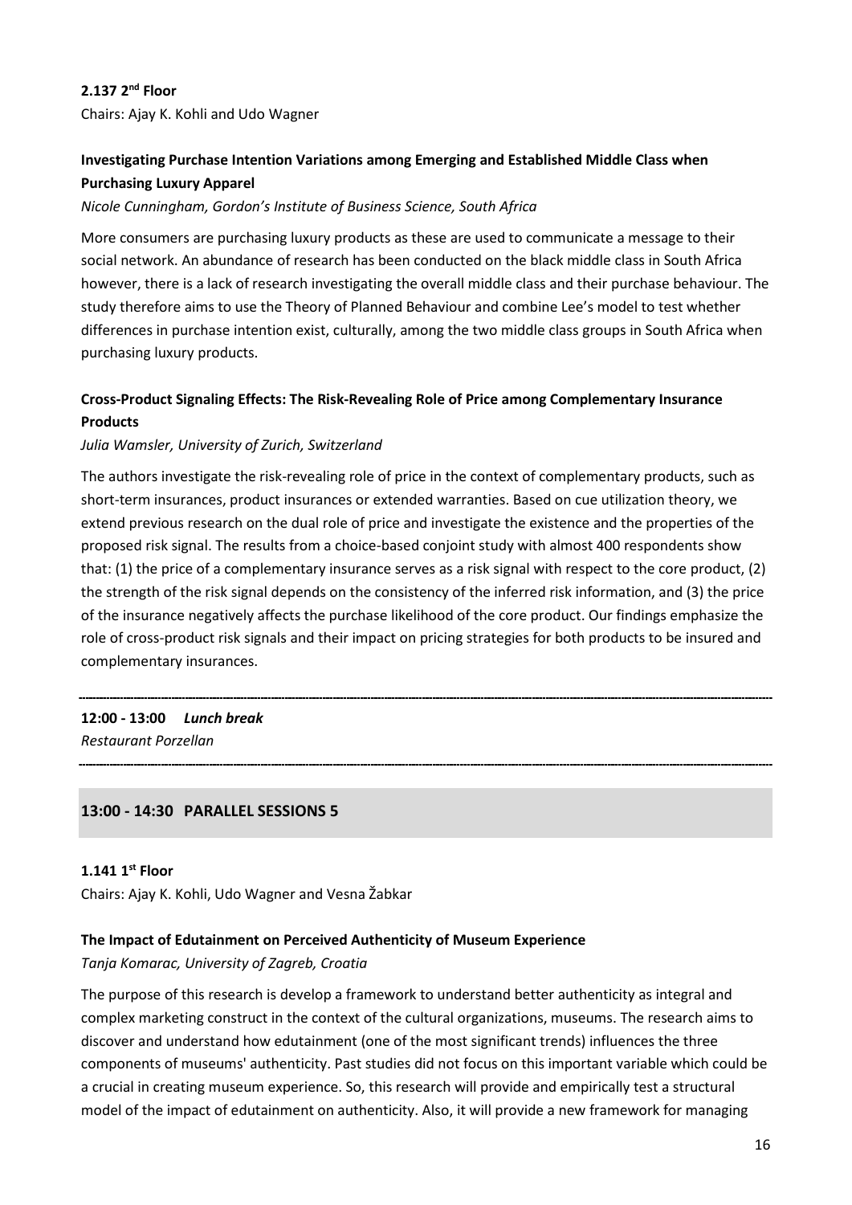**2.137 2nd Floor**

Chairs: Ajay K. Kohli and Udo Wagner

**Investigating Purchase Intention Variations among Emerging and Established Middle Class when Purchasing Luxury Apparel**

*Nicole Cunningham, Gordon's Institute of Business Science, South Africa*

More consumers are purchasing luxury products as these are used to communicate a message to their social network. An abundance of research has been conducted on the black middle class in South Africa however, there is a lack of research investigating the overall middle class and their purchase behaviour. The study therefore aims to use the Theory of Planned Behaviour and combine Lee's model to test whether differences in purchase intention exist, culturally, among the two middle class groups in South Africa when purchasing luxury products.

**Cross-Product Signaling Effects: The Risk-Revealing Role of Price among Complementary Insurance Products**

*Julia Wamsler, University of Zurich, Switzerland*

The authors investigate the risk-revealing role of price in the context of complementary products, such as short-term insurances, product insurances or extended warranties. Based on cue utilization theory, we extend previous research on the dual role of price and investigate the existence and the properties of the proposed risk signal. The results from a choice-based conjoint study with almost 400 respondents show that: (1) the price of a complementary insurance serves as a risk signal with respect to the core product, (2) the strength of the risk signal depends on the consistency of the inferred risk information, and (3) the price of the insurance negatively affects the purchase likelihood of the core product. Our findings emphasize the role of cross-product risk signals and their impact on pricing strategies for both products to be insured and complementary insurances.

---

**12:00 - 13:00** ***Lunch break***

*Restaurant Porzellan*

---

## 13:00 - 14:30 PARALLEL SESSIONS 5

**1.141 1st Floor**

Chairs: Ajay K. Kohli, Udo Wagner and Vesna Žabkar

**The Impact of Edutainment on Perceived Authenticity of Museum Experience**

*Tanja Komarac, University of Zagreb, Croatia*

The purpose of this research is develop a framework to understand better authenticity as integral and complex marketing construct in the context of the cultural organizations, museums. The research aims to discover and understand how edutainment (one of the most significant trends) influences the three components of museums' authenticity. Past studies did not focus on this important variable which could be a crucial in creating museum experience. So, this research will provide and empirically test a structural model of the impact of edutainment on authenticity. Also, it will provide a new framework for managing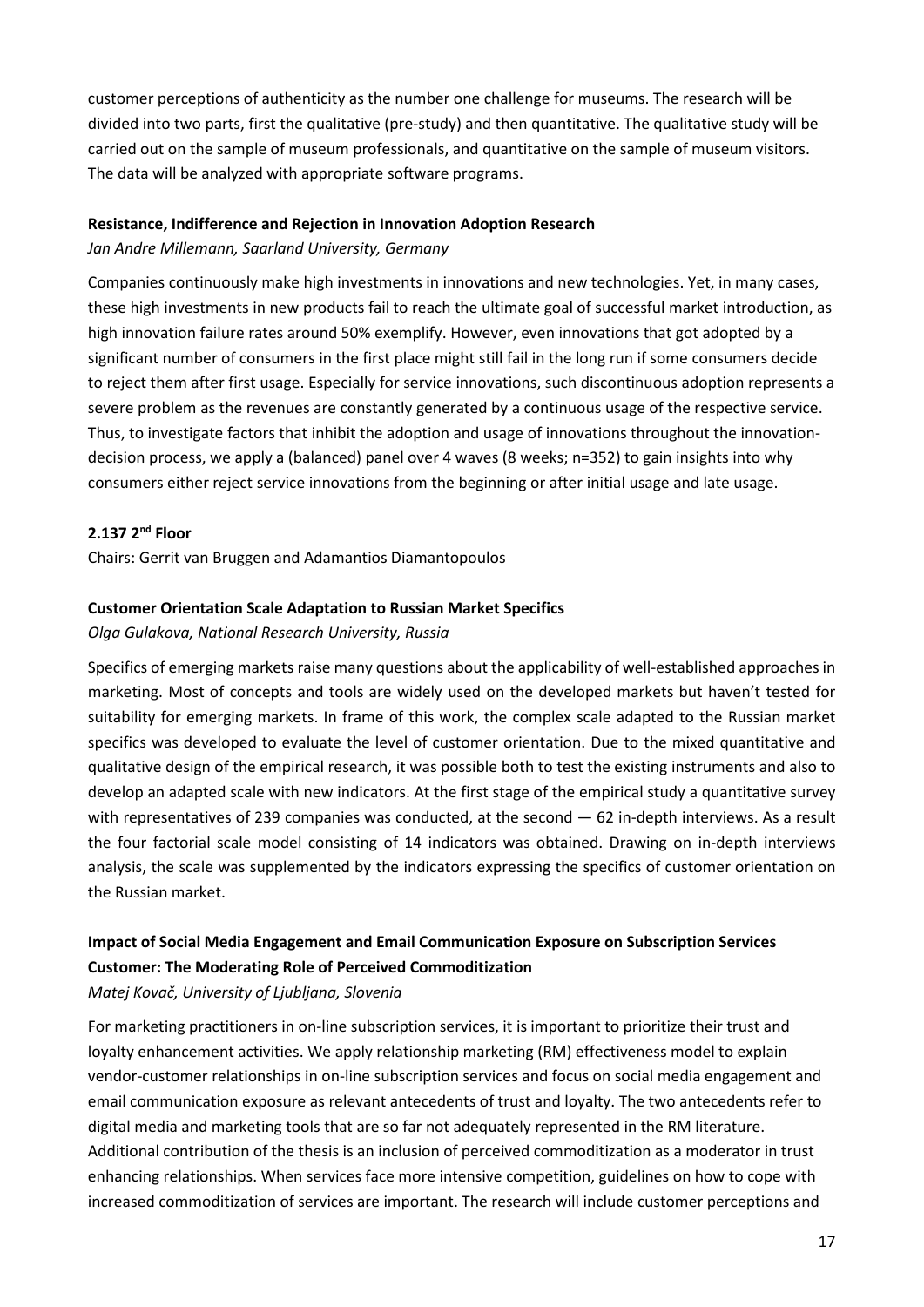customer perceptions of authenticity as the number one challenge for museums. The research will be divided into two parts, first the qualitative (pre-study) and then quantitative. The qualitative study will be carried out on the sample of museum professionals, and quantitative on the sample of museum visitors. The data will be analyzed with appropriate software programs.

**Resistance, Indifference and Rejection in Innovation Adoption Research**

*Jan Andre Millemann, Saarland University, Germany*

Companies continuously make high investments in innovations and new technologies. Yet, in many cases, these high investments in new products fail to reach the ultimate goal of successful market introduction, as high innovation failure rates around 50% exemplify. However, even innovations that got adopted by a significant number of consumers in the first place might still fail in the long run if some consumers decide to reject them after first usage. Especially for service innovations, such discontinuous adoption represents a severe problem as the revenues are constantly generated by a continuous usage of the respective service. Thus, to investigate factors that inhibit the adoption and usage of innovations throughout the innovation-decision process, we apply a (balanced) panel over 4 waves (8 weeks; n=352) to gain insights into why consumers either reject service innovations from the beginning or after initial usage and late usage.

**2.137 2nd Floor**

Chairs: Gerrit van Bruggen and Adamantios Diamantopoulos

**Customer Orientation Scale Adaptation to Russian Market Specifics**

*Olga Gulakova, National Research University, Russia*

Specifics of emerging markets raise many questions about the applicability of well-established approaches in marketing. Most of concepts and tools are widely used on the developed markets but haven't tested for suitability for emerging markets. In frame of this work, the complex scale adapted to the Russian market specifics was developed to evaluate the level of customer orientation. Due to the mixed quantitative and qualitative design of the empirical research, it was possible both to test the existing instruments and also to develop an adapted scale with new indicators. At the first stage of the empirical study a quantitative survey with representatives of 239 companies was conducted, at the second — 62 in-depth interviews. As a result the four factorial scale model consisting of 14 indicators was obtained. Drawing on in-depth interviews analysis, the scale was supplemented by the indicators expressing the specifics of customer orientation on the Russian market.

**Impact of Social Media Engagement and Email Communication Exposure on Subscription Services Customer: The Moderating Role of Perceived Commoditization**

*Matej Kovač, University of Ljubljana, Slovenia*

For marketing practitioners in on-line subscription services, it is important to prioritize their trust and loyalty enhancement activities. We apply relationship marketing (RM) effectiveness model to explain vendor-customer relationships in on-line subscription services and focus on social media engagement and email communication exposure as relevant antecedents of trust and loyalty. The two antecedents refer to digital media and marketing tools that are so far not adequately represented in the RM literature. Additional contribution of the thesis is an inclusion of perceived commoditization as a moderator in trust enhancing relationships. When services face more intensive competition, guidelines on how to cope with increased commoditization of services are important. The research will include customer perceptions and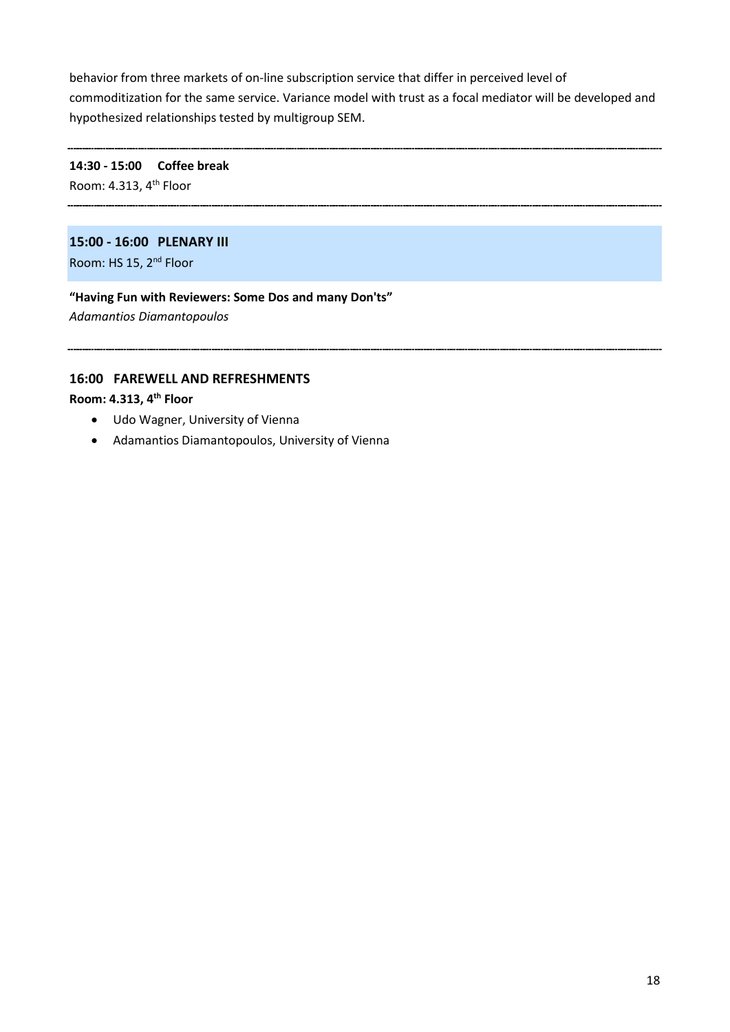behavior from three markets of on-line subscription service that differ in perceived level of commoditization for the same service. Variance model with trust as a focal mediator will be developed and hypothesized relationships tested by multigroup SEM.

---

**14:30 - 15:00 Coffee break**
Room: 4.313, 4th Floor

---

## 15:00 - 16:00 PLENARY III

Room: HS 15, 2nd Floor

**"Having Fun with Reviewers: Some Dos and many Don'ts"**
*Adamantios Diamantopoulos*

---

## 16:00 FAREWELL AND REFRESHMENTS

**Room: 4.313, 4th Floor**

- Udo Wagner, University of Vienna
- Adamantios Diamantopoulos, University of Vienna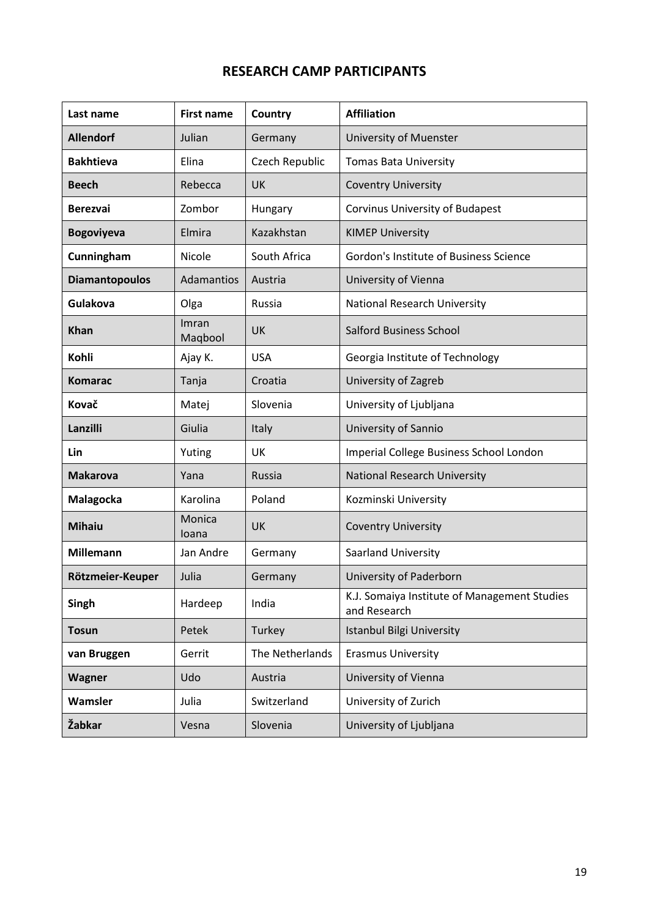# RESEARCH CAMP PARTICIPANTS

| Last name | First name | Country | Affiliation |
|---|---|---|---|
| **Allendorf** | Julian | Germany | University of Muenster |
| **Bakhtieva** | Elina | Czech Republic | Tomas Bata University |
| **Beech** | Rebecca | UK | Coventry University |
| **Berezvai** | Zombor | Hungary | Corvinus University of Budapest |
| **Bogoviyeva** | Elmira | Kazakhstan | KIMEP University |
| **Cunningham** | Nicole | South Africa | Gordon's Institute of Business Science |
| **Diamantopoulos** | Adamantios | Austria | University of Vienna |
| **Gulakova** | Olga | Russia | National Research University |
| **Khan** | Imran Maqbool | UK | Salford Business School |
| **Kohli** | Ajay K. | USA | Georgia Institute of Technology |
| **Komarac** | Tanja | Croatia | University of Zagreb |
| **Kovač** | Matej | Slovenia | University of Ljubljana |
| **Lanzilli** | Giulia | Italy | University of Sannio |
| **Lin** | Yuting | UK | Imperial College Business School London |
| **Makarova** | Yana | Russia | National Research University |
| **Malagocka** | Karolina | Poland | Kozminski University |
| **Mihaiu** | Monica Ioana | UK | Coventry University |
| **Millemann** | Jan Andre | Germany | Saarland University |
| **Rötzmeier-Keuper** | Julia | Germany | University of Paderborn |
| **Singh** | Hardeep | India | K.J. Somaiya Institute of Management Studies and Research |
| **Tosun** | Petek | Turkey | Istanbul Bilgi University |
| **van Bruggen** | Gerrit | The Netherlands | Erasmus University |
| **Wagner** | Udo | Austria | University of Vienna |
| **Wamsler** | Julia | Switzerland | University of Zurich |
| **Žabkar** | Vesna | Slovenia | University of Ljubljana |